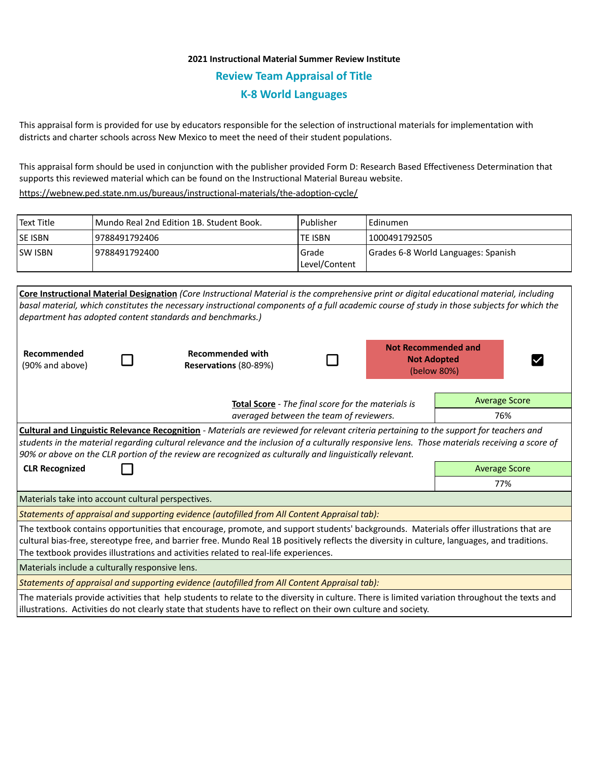**2021 Instructional Material Summer Review Institute**

## Review Team Appraisal of Title

## K-8 World Languages

This appraisal form is provided for use by educators responsible for the selection of instructional materials for implementation with districts and charter schools across New Mexico to meet the need of their student populations.

This appraisal form should be used in conjunction with the publisher provided Form D: Research Based Effectiveness Determination that supports this reviewed material which can be found on the Instructional Material Bureau website.

https://webnew.ped.state.nm.us/bureaus/instructional-materials/the-adoption-cycle/

| Text Title | Mundo Real 2nd Edition 1B. Student Book. | Publisher | Edinumen |
|---|---|---|---|
| SE ISBN | 9788491792406 | TE ISBN | 1000491792505 |
| SW ISBN | 9788491792400 | Grade Level/Content | Grades 6-8 World Languages: Spanish |

**Core Instructional Material Designation** *(Core Instructional Material is the comprehensive print or digital educational material, including basal material, which constitutes the necessary instructional components of a full academic course of study in those subjects for which the department has adopted content standards and benchmarks.)*

| **Recommended** (90% and above) | ☐ | **Recommended with Reservations** (80-89%) | ☐ | **Not Recommended and Not Adopted** (below 80%) | ☑ |
|---|---|---|---|---|---|

**Total Score** - *The final score for the materials is averaged between the team of reviewers.*

| Average Score |
|---|
| 76% |

**Cultural and Linguistic Relevance Recognition** - *Materials are reviewed for relevant criteria pertaining to the support for teachers and students in the material regarding cultural relevance and the inclusion of a culturally responsive lens. Those materials receiving a score of 90% or above on the CLR portion of the review are recognized as culturally and linguistically relevant.*

**CLR Recognized** ☐

| Average Score |
|---|
| 77% |

Materials take into account cultural perspectives.

*Statements of appraisal and supporting evidence (autofilled from All Content Appraisal tab):*

The textbook contains opportunities that encourage, promote, and support students' backgrounds. Materials offer illustrations that are cultural bias-free, stereotype free, and barrier free. Mundo Real 1B positively reflects the diversity in culture, languages, and traditions. The textbook provides illustrations and activities related to real-life experiences.

Materials include a culturally responsive lens.

*Statements of appraisal and supporting evidence (autofilled from All Content Appraisal tab):*

The materials provide activities that help students to relate to the diversity in culture. There is limited variation throughout the texts and illustrations. Activities do not clearly state that students have to reflect on their own culture and society.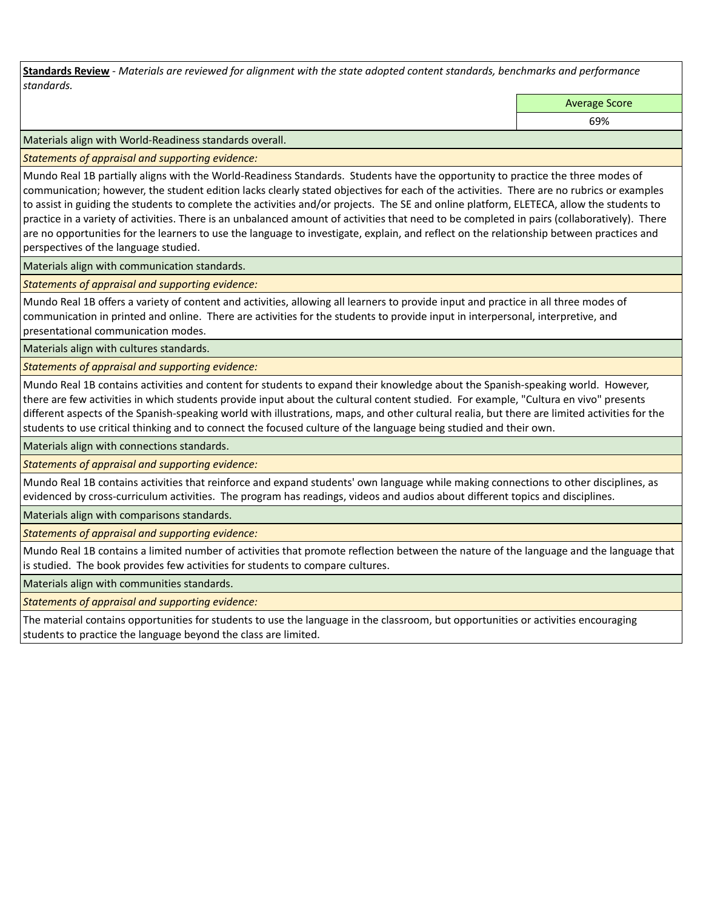**Standards Review** - *Materials are reviewed for alignment with the state adopted content standards, benchmarks and performance standards.*

| | Average Score |
|---|---|
| | 69% |

Materials align with World-Readiness standards overall.

*Statements of appraisal and supporting evidence:*

Mundo Real 1B partially aligns with the World-Readiness Standards. Students have the opportunity to practice the three modes of communication; however, the student edition lacks clearly stated objectives for each of the activities. There are no rubrics or examples to assist in guiding the students to complete the activities and/or projects. The SE and online platform, ELETECA, allow the students to practice in a variety of activities. There is an unbalanced amount of activities that need to be completed in pairs (collaboratively). There are no opportunities for the learners to use the language to investigate, explain, and reflect on the relationship between practices and perspectives of the language studied.

Materials align with communication standards.

*Statements of appraisal and supporting evidence:*

Mundo Real 1B offers a variety of content and activities, allowing all learners to provide input and practice in all three modes of communication in printed and online. There are activities for the students to provide input in interpersonal, interpretive, and presentational communication modes.

Materials align with cultures standards.

*Statements of appraisal and supporting evidence:*

Mundo Real 1B contains activities and content for students to expand their knowledge about the Spanish-speaking world. However, there are few activities in which students provide input about the cultural content studied. For example, "Cultura en vivo" presents different aspects of the Spanish-speaking world with illustrations, maps, and other cultural realia, but there are limited activities for the students to use critical thinking and to connect the focused culture of the language being studied and their own.

Materials align with connections standards.

*Statements of appraisal and supporting evidence:*

Mundo Real 1B contains activities that reinforce and expand students' own language while making connections to other disciplines, as evidenced by cross-curriculum activities. The program has readings, videos and audios about different topics and disciplines.

Materials align with comparisons standards.

*Statements of appraisal and supporting evidence:*

Mundo Real 1B contains a limited number of activities that promote reflection between the nature of the language and the language that is studied. The book provides few activities for students to compare cultures.

Materials align with communities standards.

*Statements of appraisal and supporting evidence:*

The material contains opportunities for students to use the language in the classroom, but opportunities or activities encouraging students to practice the language beyond the class are limited.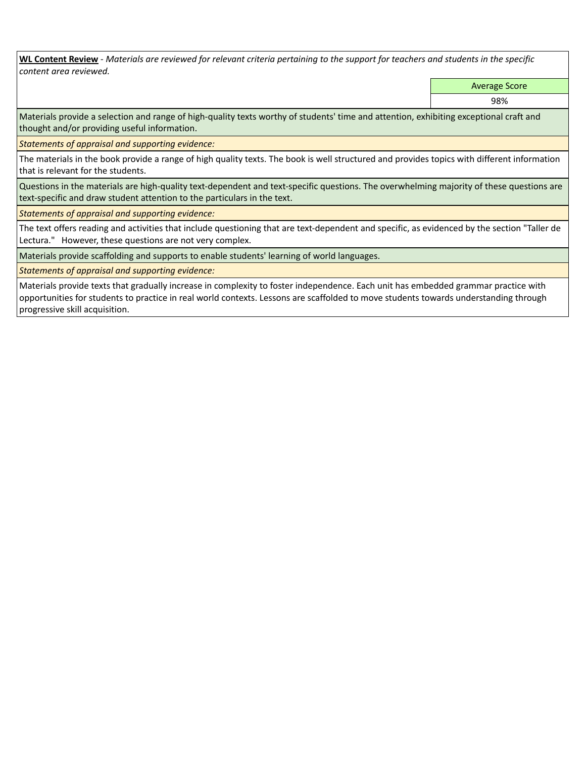**<u>WL Content Review</u>** - *Materials are reviewed for relevant criteria pertaining to the support for teachers and students in the specific content area reviewed.*

| | Average Score |
|---|---|
| | 98% |

Materials provide a selection and range of high-quality texts worthy of students' time and attention, exhibiting exceptional craft and thought and/or providing useful information.

*Statements of appraisal and supporting evidence:*

The materials in the book provide a range of high quality texts. The book is well structured and provides topics with different information that is relevant for the students.

Questions in the materials are high-quality text-dependent and text-specific questions. The overwhelming majority of these questions are text-specific and draw student attention to the particulars in the text.

*Statements of appraisal and supporting evidence:*

The text offers reading and activities that include questioning that are text-dependent and specific, as evidenced by the section "Taller de Lectura." However, these questions are not very complex.

Materials provide scaffolding and supports to enable students' learning of world languages.

*Statements of appraisal and supporting evidence:*

Materials provide texts that gradually increase in complexity to foster independence. Each unit has embedded grammar practice with opportunities for students to practice in real world contexts. Lessons are scaffolded to move students towards understanding through progressive skill acquisition.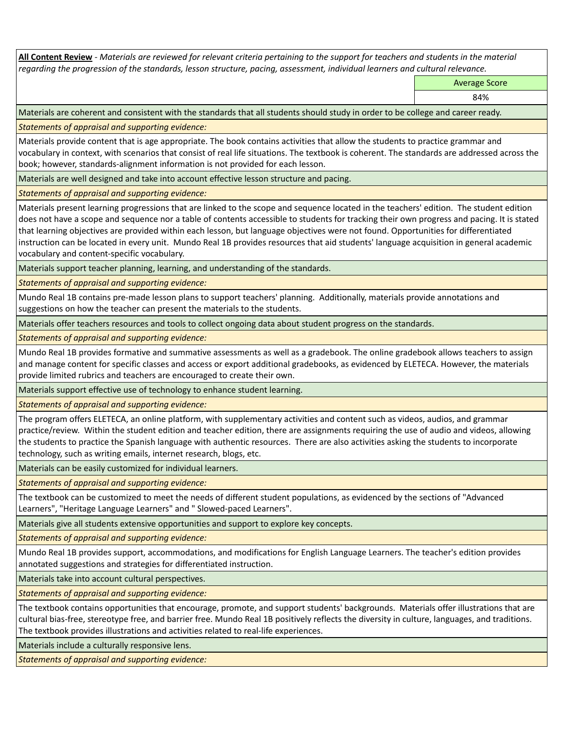**All Content Review** - *Materials are reviewed for relevant criteria pertaining to the support for teachers and students in the material regarding the progression of the standards, lesson structure, pacing, assessment, individual learners and cultural relevance.*

| | Average Score |
|---|---|
| | 84% |

Materials are coherent and consistent with the standards that all students should study in order to be college and career ready.

*Statements of appraisal and supporting evidence:*

Materials provide content that is age appropriate. The book contains activities that allow the students to practice grammar and vocabulary in context, with scenarios that consist of real life situations. The textbook is coherent. The standards are addressed across the book; however, standards-alignment information is not provided for each lesson.

Materials are well designed and take into account effective lesson structure and pacing.

*Statements of appraisal and supporting evidence:*

Materials present learning progressions that are linked to the scope and sequence located in the teachers' edition. The student edition does not have a scope and sequence nor a table of contents accessible to students for tracking their own progress and pacing. It is stated that learning objectives are provided within each lesson, but language objectives were not found. Opportunities for differentiated instruction can be located in every unit. Mundo Real 1B provides resources that aid students' language acquisition in general academic vocabulary and content-specific vocabulary.

Materials support teacher planning, learning, and understanding of the standards.

*Statements of appraisal and supporting evidence:*

Mundo Real 1B contains pre-made lesson plans to support teachers' planning. Additionally, materials provide annotations and suggestions on how the teacher can present the materials to the students.

Materials offer teachers resources and tools to collect ongoing data about student progress on the standards.

*Statements of appraisal and supporting evidence:*

Mundo Real 1B provides formative and summative assessments as well as a gradebook. The online gradebook allows teachers to assign and manage content for specific classes and access or export additional gradebooks, as evidenced by ELETECA. However, the materials provide limited rubrics and teachers are encouraged to create their own.

Materials support effective use of technology to enhance student learning.

*Statements of appraisal and supporting evidence:*

The program offers ELETECA, an online platform, with supplementary activities and content such as videos, audios, and grammar practice/review. Within the student edition and teacher edition, there are assignments requiring the use of audio and videos, allowing the students to practice the Spanish language with authentic resources. There are also activities asking the students to incorporate technology, such as writing emails, internet research, blogs, etc.

Materials can be easily customized for individual learners.

*Statements of appraisal and supporting evidence:*

The textbook can be customized to meet the needs of different student populations, as evidenced by the sections of "Advanced Learners", "Heritage Language Learners" and " Slowed-paced Learners".

Materials give all students extensive opportunities and support to explore key concepts.

*Statements of appraisal and supporting evidence:*

Mundo Real 1B provides support, accommodations, and modifications for English Language Learners. The teacher's edition provides annotated suggestions and strategies for differentiated instruction.

Materials take into account cultural perspectives.

*Statements of appraisal and supporting evidence:*

The textbook contains opportunities that encourage, promote, and support students' backgrounds. Materials offer illustrations that are cultural bias-free, stereotype free, and barrier free. Mundo Real 1B positively reflects the diversity in culture, languages, and traditions. The textbook provides illustrations and activities related to real-life experiences.

Materials include a culturally responsive lens.

*Statements of appraisal and supporting evidence:*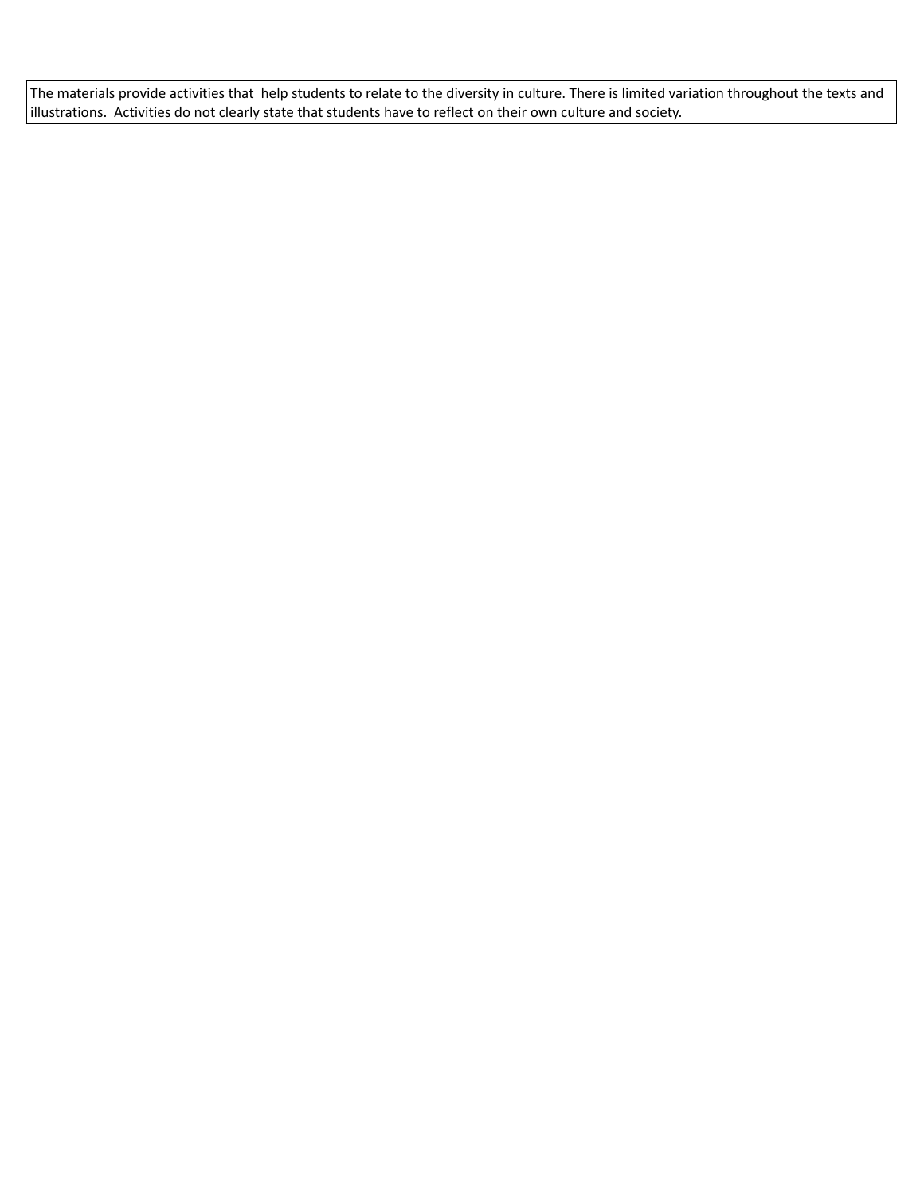The materials provide activities that help students to relate to the diversity in culture. There is limited variation throughout the texts and illustrations. Activities do not clearly state that students have to reflect on their own culture and society.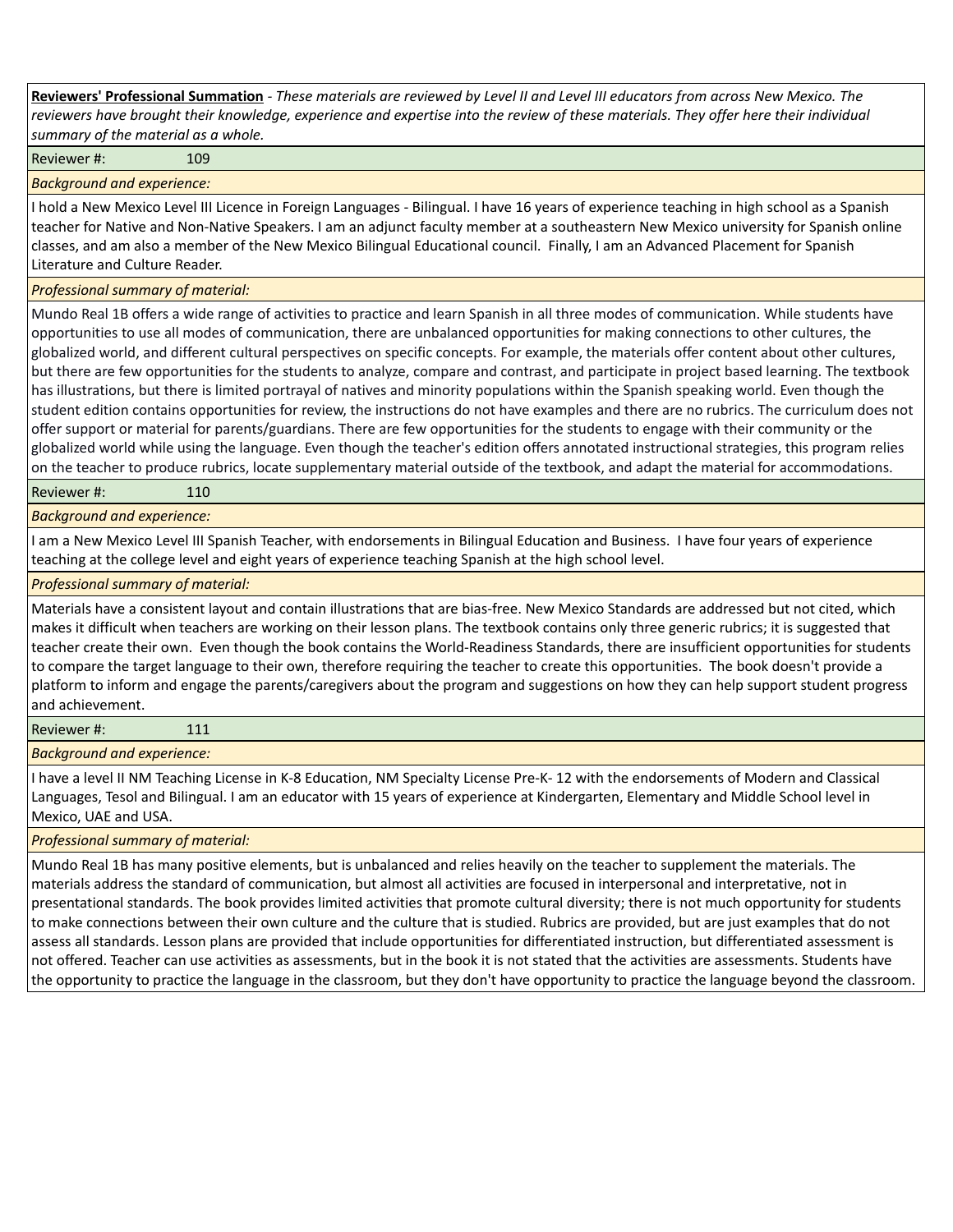**Reviewers' Professional Summation** - *These materials are reviewed by Level II and Level III educators from across New Mexico. The reviewers have brought their knowledge, experience and expertise into the review of these materials. They offer here their individual summary of the material as a whole.*

Reviewer #: 109

*Background and experience:*

I hold a New Mexico Level III Licence in Foreign Languages - Bilingual. I have 16 years of experience teaching in high school as a Spanish teacher for Native and Non-Native Speakers. I am an adjunct faculty member at a southeastern New Mexico university for Spanish online classes, and am also a member of the New Mexico Bilingual Educational council. Finally, I am an Advanced Placement for Spanish Literature and Culture Reader.

*Professional summary of material:*

Mundo Real 1B offers a wide range of activities to practice and learn Spanish in all three modes of communication. While students have opportunities to use all modes of communication, there are unbalanced opportunities for making connections to other cultures, the globalized world, and different cultural perspectives on specific concepts. For example, the materials offer content about other cultures, but there are few opportunities for the students to analyze, compare and contrast, and participate in project based learning. The textbook has illustrations, but there is limited portrayal of natives and minority populations within the Spanish speaking world. Even though the student edition contains opportunities for review, the instructions do not have examples and there are no rubrics. The curriculum does not offer support or material for parents/guardians. There are few opportunities for the students to engage with their community or the globalized world while using the language. Even though the teacher's edition offers annotated instructional strategies, this program relies on the teacher to produce rubrics, locate supplementary material outside of the textbook, and adapt the material for accommodations.

Reviewer #: 110

*Background and experience:*

I am a New Mexico Level III Spanish Teacher, with endorsements in Bilingual Education and Business. I have four years of experience teaching at the college level and eight years of experience teaching Spanish at the high school level.

*Professional summary of material:*

Materials have a consistent layout and contain illustrations that are bias-free. New Mexico Standards are addressed but not cited, which makes it difficult when teachers are working on their lesson plans. The textbook contains only three generic rubrics; it is suggested that teacher create their own. Even though the book contains the World-Readiness Standards, there are insufficient opportunities for students to compare the target language to their own, therefore requiring the teacher to create this opportunities. The book doesn't provide a platform to inform and engage the parents/caregivers about the program and suggestions on how they can help support student progress and achievement.

Reviewer #: 111

*Background and experience:*

I have a level II NM Teaching License in K-8 Education, NM Specialty License Pre-K- 12 with the endorsements of Modern and Classical Languages, Tesol and Bilingual. I am an educator with 15 years of experience at Kindergarten, Elementary and Middle School level in Mexico, UAE and USA.

*Professional summary of material:*

Mundo Real 1B has many positive elements, but is unbalanced and relies heavily on the teacher to supplement the materials. The materials address the standard of communication, but almost all activities are focused in interpersonal and interpretative, not in presentational standards. The book provides limited activities that promote cultural diversity; there is not much opportunity for students to make connections between their own culture and the culture that is studied. Rubrics are provided, but are just examples that do not assess all standards. Lesson plans are provided that include opportunities for differentiated instruction, but differentiated assessment is not offered. Teacher can use activities as assessments, but in the book it is not stated that the activities are assessments. Students have the opportunity to practice the language in the classroom, but they don't have opportunity to practice the language beyond the classroom.